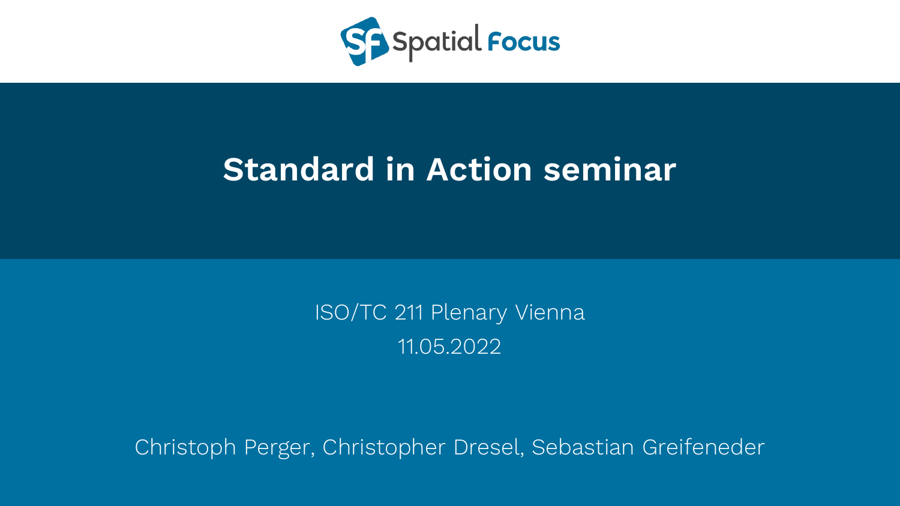Spatial Focus

# Standard in Action seminar

ISO/TC 211 Plenary Vienna

11.05.2022

Christoph Perger, Christopher Dresel, Sebastian Greifeneder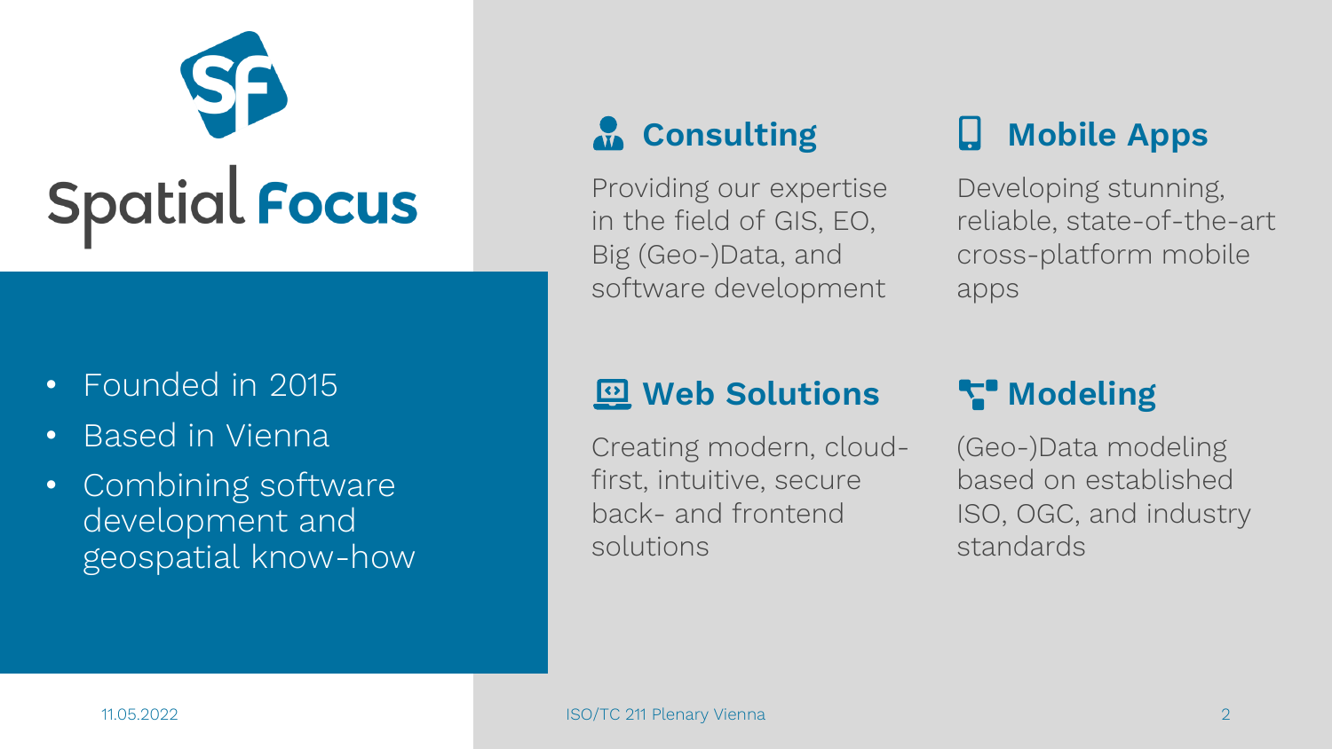# Spatial Focus

- Founded in 2015
- Based in Vienna
- Combining software development and geospatial know-how

## Consulting

Providing our expertise in the field of GIS, EO, Big (Geo-)Data, and software development

## Mobile Apps

Developing stunning, reliable, state-of-the-art cross-platform mobile apps

## Web Solutions

Creating modern, cloud-first, intuitive, secure back- and frontend solutions

## Modeling

(Geo-)Data modeling based on established ISO, OGC, and industry standards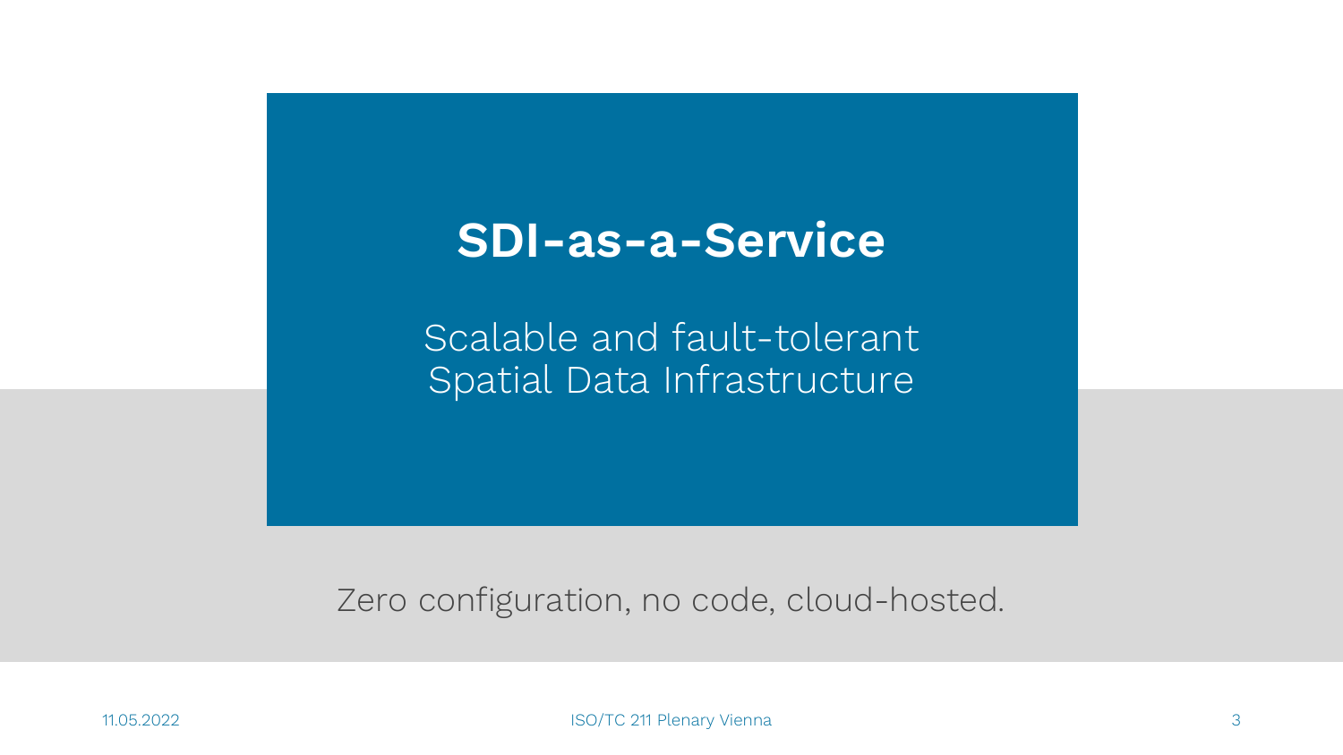# SDI-as-a-Service

Scalable and fault-tolerant
Spatial Data Infrastructure

Zero configuration, no code, cloud-hosted.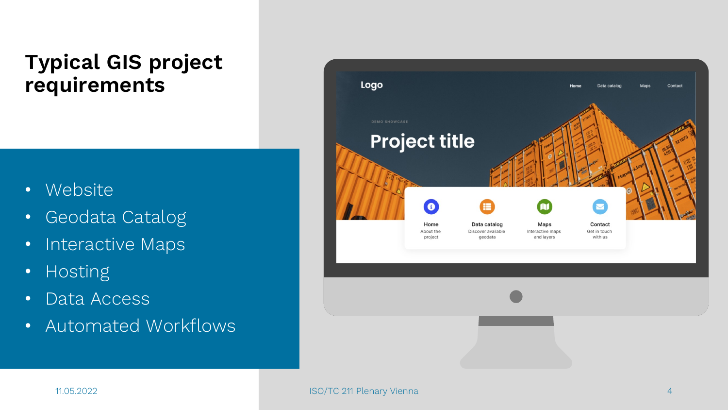# Typical GIS project requirements

- Website
- Geodata Catalog
- Interactive Maps
- Hosting
- Data Access
- Automated Workflows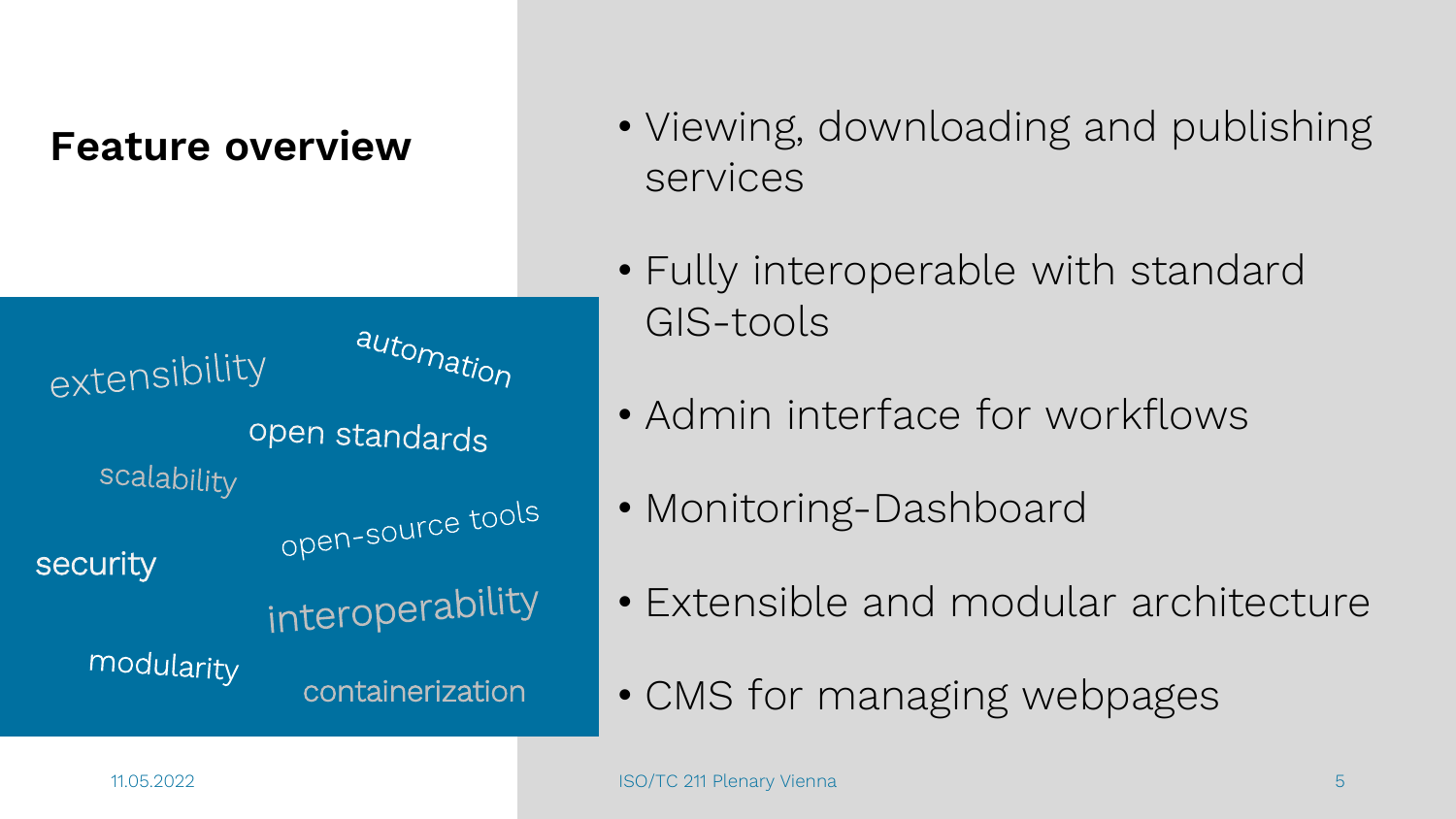## Feature overview

extensibility

automation

open standards

scalability

open-source tools

security

interoperability

modularity

containerization

- Viewing, downloading and publishing services
- Fully interoperable with standard GIS-tools
- Admin interface for workflows
- Monitoring-Dashboard
- Extensible and modular architecture
- CMS for managing webpages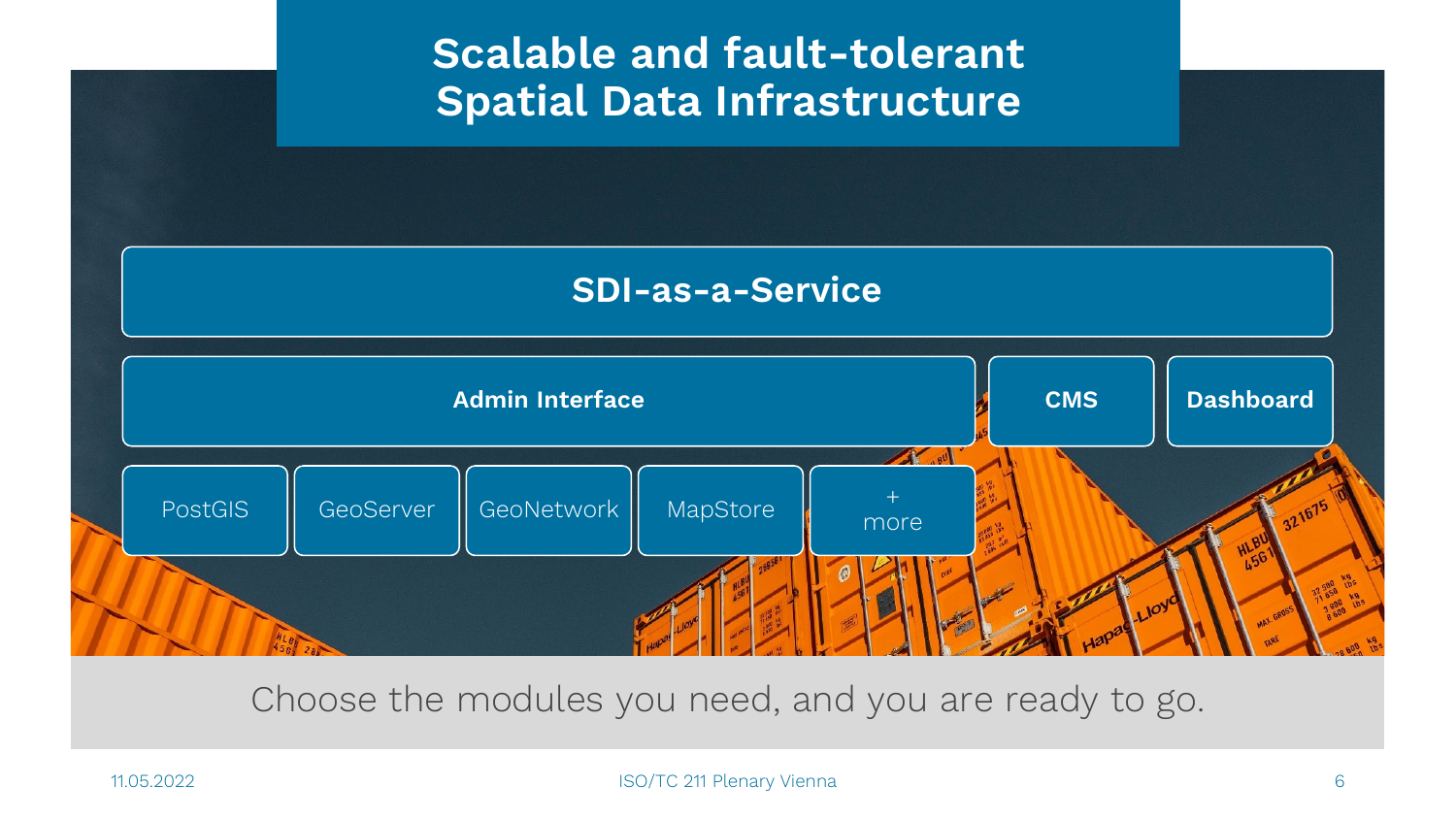# Scalable and fault-tolerant Spatial Data Infrastructure

**SDI-as-a-Service**

- **Admin Interface**
- **CMS**
- **Dashboard**

- PostGIS
- GeoServer
- GeoNetwork
- MapStore
- + more

Choose the modules you need, and you are ready to go.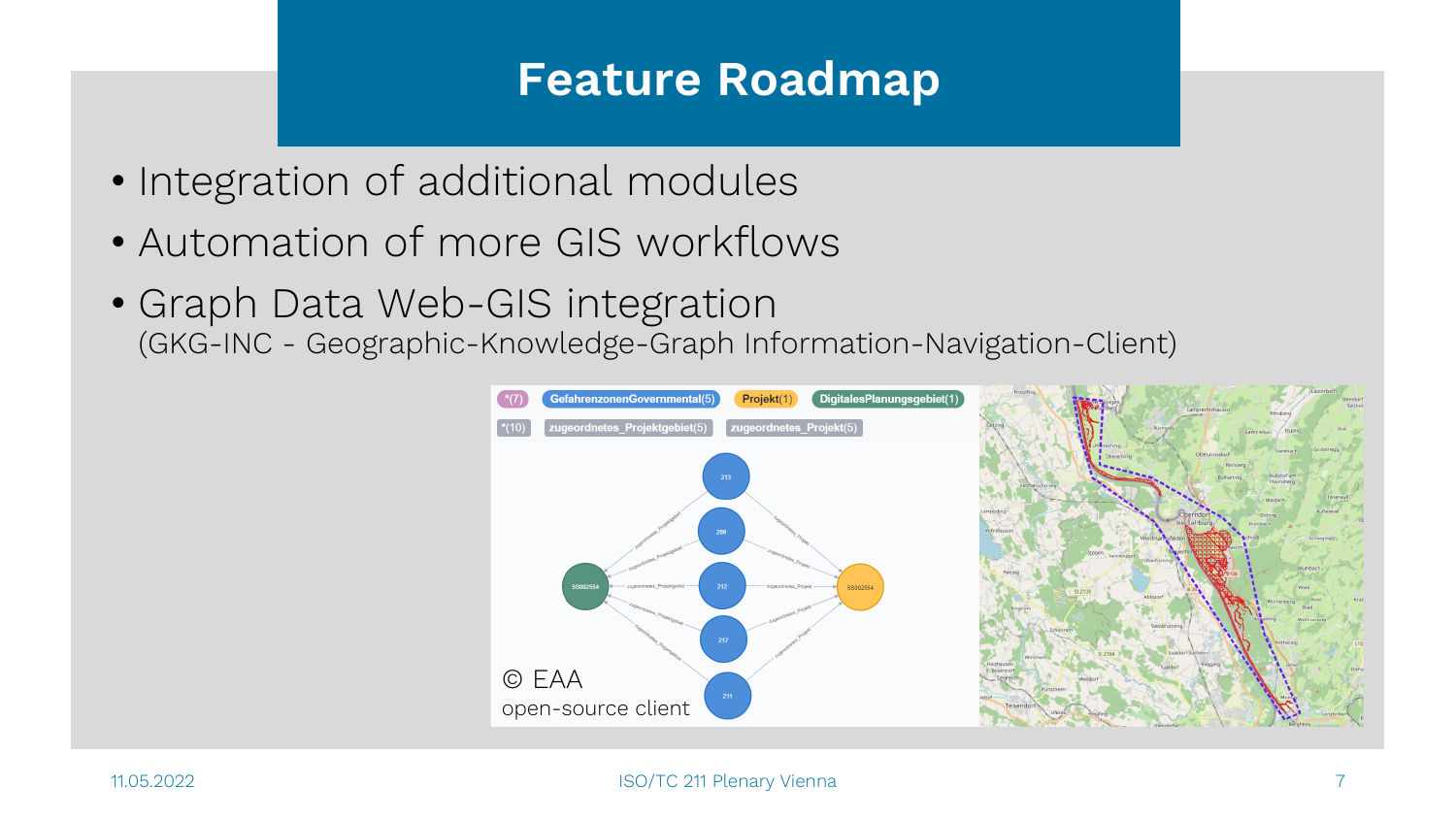# Feature Roadmap

- Integration of additional modules
- Automation of more GIS workflows
- Graph Data Web-GIS integration
  (GKG-INC - Geographic-Knowledge-Graph Information-Navigation-Client)

© EAA
open-source client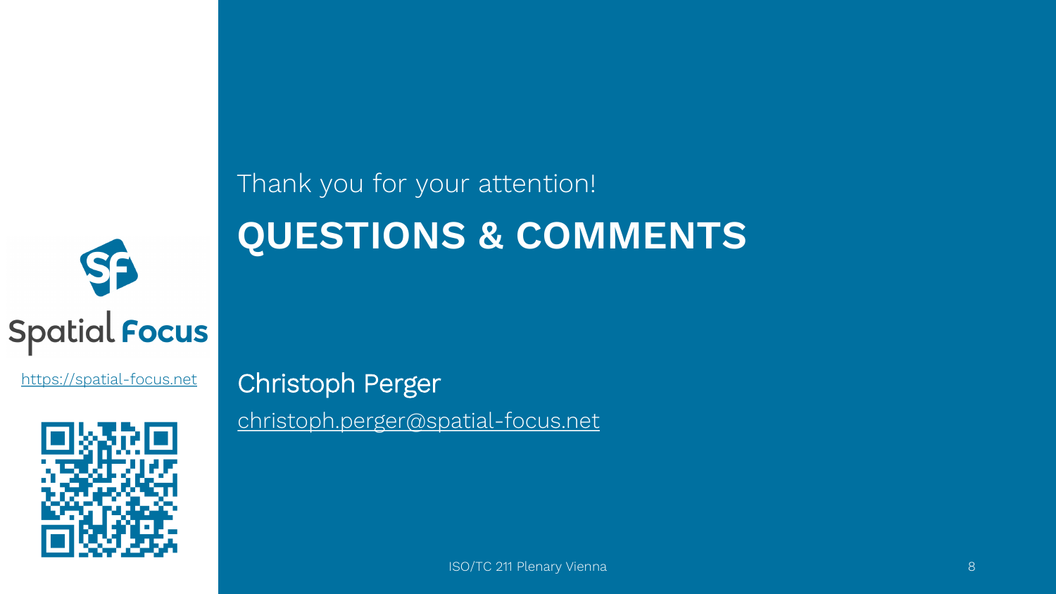Spatial Focus

https://spatial-focus.net

Thank you for your attention!

# QUESTIONS & COMMENTS

Christoph Perger

christoph.perger@spatial-focus.net